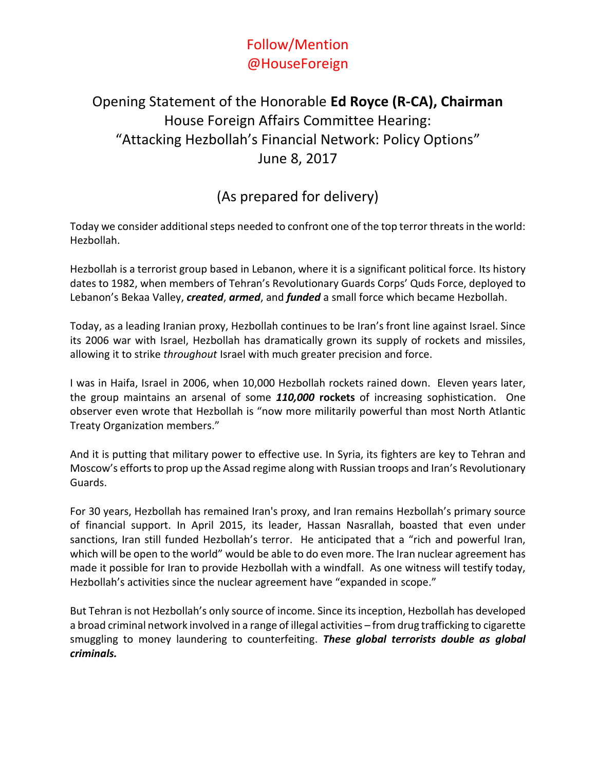Follow/Mention
@HouseForeign

# Opening Statement of the Honorable **Ed Royce (R-CA), Chairman**
## House Foreign Affairs Committee Hearing:
## "Attacking Hezbollah's Financial Network: Policy Options"
## June 8, 2017

## (As prepared for delivery)

Today we consider additional steps needed to confront one of the top terror threats in the world: Hezbollah.

Hezbollah is a terrorist group based in Lebanon, where it is a significant political force. Its history dates to 1982, when members of Tehran's Revolutionary Guards Corps' Quds Force, deployed to Lebanon's Bekaa Valley, ***created***, ***armed***, and ***funded*** a small force which became Hezbollah.

Today, as a leading Iranian proxy, Hezbollah continues to be Iran's front line against Israel. Since its 2006 war with Israel, Hezbollah has dramatically grown its supply of rockets and missiles, allowing it to strike *throughout* Israel with much greater precision and force.

I was in Haifa, Israel in 2006, when 10,000 Hezbollah rockets rained down. Eleven years later, the group maintains an arsenal of some ***110,000*** **rockets** of increasing sophistication. One observer even wrote that Hezbollah is "now more militarily powerful than most North Atlantic Treaty Organization members."

And it is putting that military power to effective use. In Syria, its fighters are key to Tehran and Moscow's efforts to prop up the Assad regime along with Russian troops and Iran's Revolutionary Guards.

For 30 years, Hezbollah has remained Iran's proxy, and Iran remains Hezbollah's primary source of financial support. In April 2015, its leader, Hassan Nasrallah, boasted that even under sanctions, Iran still funded Hezbollah's terror. He anticipated that a "rich and powerful Iran, which will be open to the world" would be able to do even more. The Iran nuclear agreement has made it possible for Iran to provide Hezbollah with a windfall. As one witness will testify today, Hezbollah's activities since the nuclear agreement have "expanded in scope."

But Tehran is not Hezbollah's only source of income. Since its inception, Hezbollah has developed a broad criminal network involved in a range of illegal activities – from drug trafficking to cigarette smuggling to money laundering to counterfeiting. ***These global terrorists double as global criminals.***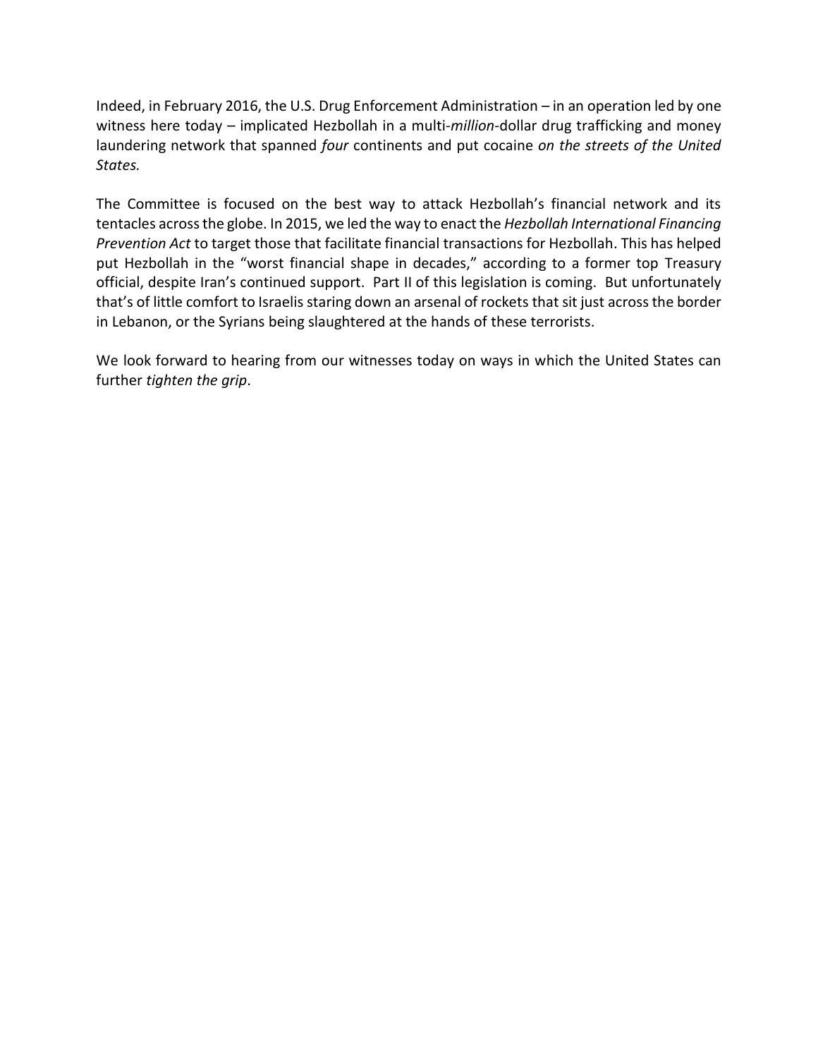Indeed, in February 2016, the U.S. Drug Enforcement Administration – in an operation led by one witness here today – implicated Hezbollah in a multi-*million*-dollar drug trafficking and money laundering network that spanned *four* continents and put cocaine *on the streets of the United States.*

The Committee is focused on the best way to attack Hezbollah's financial network and its tentacles across the globe. In 2015, we led the way to enact the *Hezbollah International Financing Prevention Act* to target those that facilitate financial transactions for Hezbollah. This has helped put Hezbollah in the "worst financial shape in decades," according to a former top Treasury official, despite Iran's continued support. Part II of this legislation is coming. But unfortunately that's of little comfort to Israelis staring down an arsenal of rockets that sit just across the border in Lebanon, or the Syrians being slaughtered at the hands of these terrorists.

We look forward to hearing from our witnesses today on ways in which the United States can further *tighten the grip*.